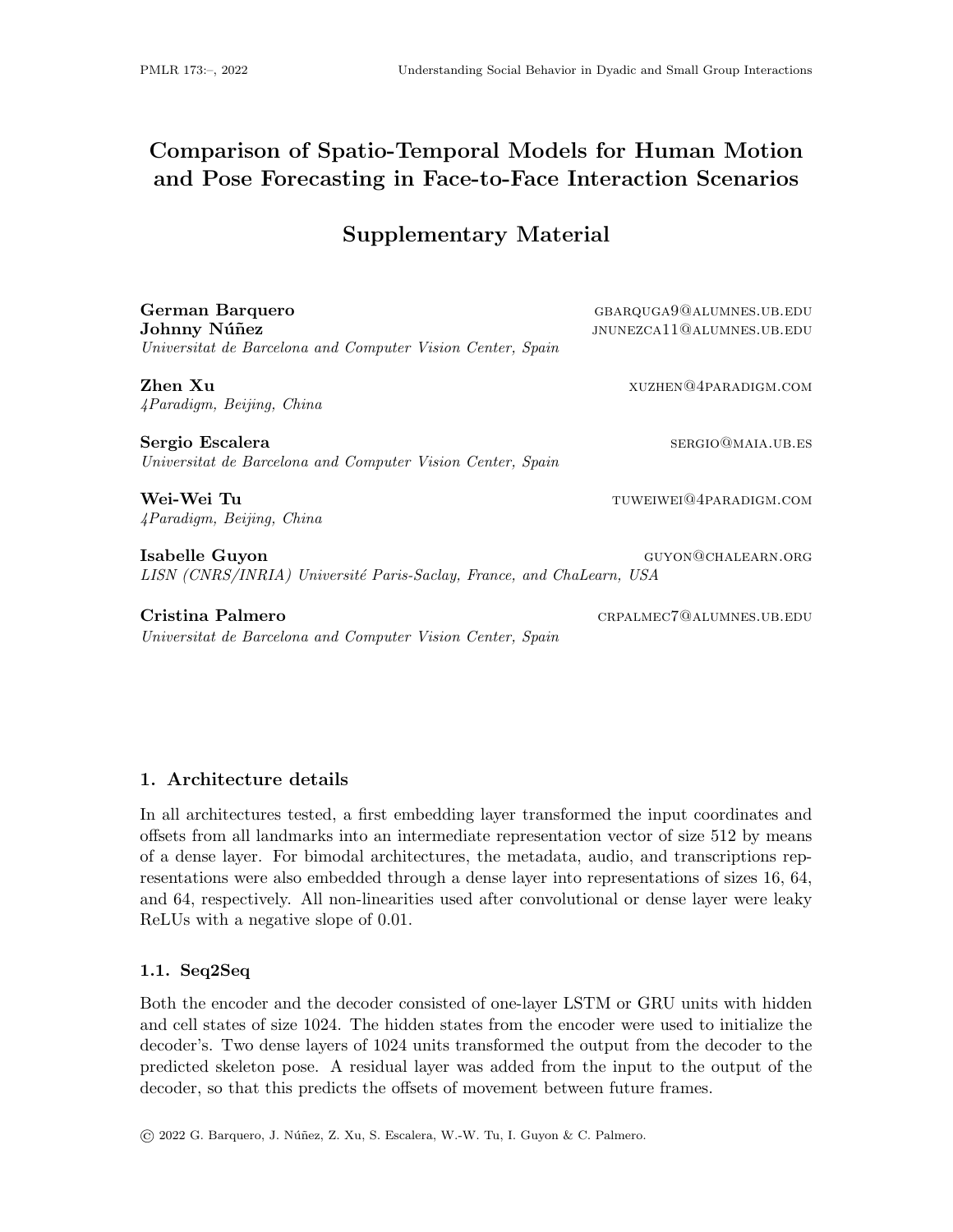# Comparison of Spatio-Temporal Models for Human Motion and Pose Forecasting in Face-to-Face Interaction Scenarios

## Supplementary Material

**German Barquero** GBARQUGA9@ALUMNES.UB.EDU
**Johnny Núñez** JNUNEZCA11@ALUMNES.UB.EDU
*Universitat de Barcelona and Computer Vision Center, Spain*

**Zhen Xu** XUZHEN@4PARADIGM.COM
*4Paradigm, Beijing, China*

**Sergio Escalera** SERGIO@MAIA.UB.ES
*Universitat de Barcelona and Computer Vision Center, Spain*

**Wei-Wei Tu** TUWEIWEI@4PARADIGM.COM
*4Paradigm, Beijing, China*

**Isabelle Guyon** GUYON@CHALEARN.ORG
*LISN (CNRS/INRIA) Université Paris-Saclay, France, and ChaLearn, USA*

**Cristina Palmero** CRPALMEC7@ALUMNES.UB.EDU
*Universitat de Barcelona and Computer Vision Center, Spain*

## 1. Architecture details

In all architectures tested, a first embedding layer transformed the input coordinates and offsets from all landmarks into an intermediate representation vector of size 512 by means of a dense layer. For bimodal architectures, the metadata, audio, and transcriptions representations were also embedded through a dense layer into representations of sizes 16, 64, and 64, respectively. All non-linearities used after convolutional or dense layer were leaky ReLUs with a negative slope of 0.01.

### 1.1. Seq2Seq

Both the encoder and the decoder consisted of one-layer LSTM or GRU units with hidden and cell states of size 1024. The hidden states from the encoder were used to initialize the decoder's. Two dense layers of 1024 units transformed the output from the decoder to the predicted skeleton pose. A residual layer was added from the input to the output of the decoder, so that this predicts the offsets of movement between future frames.

© 2022 G. Barquero, J. Núñez, Z. Xu, S. Escalera, W.-W. Tu, I. Guyon & C. Palmero.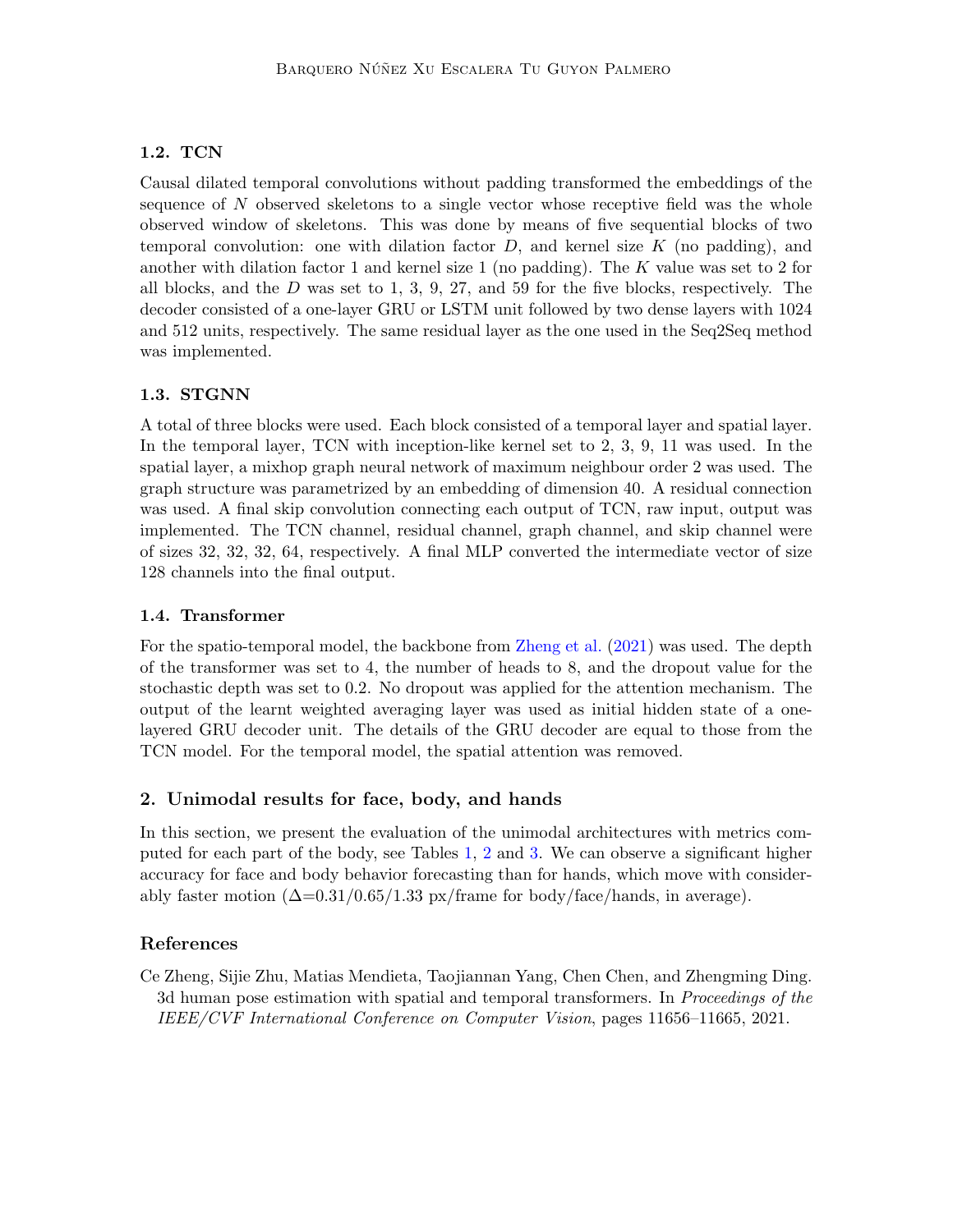### 1.2. TCN

Causal dilated temporal convolutions without padding transformed the embeddings of the sequence of $N$ observed skeletons to a single vector whose receptive field was the whole observed window of skeletons. This was done by means of five sequential blocks of two temporal convolution: one with dilation factor $D$, and kernel size $K$ (no padding), and another with dilation factor 1 and kernel size 1 (no padding). The $K$ value was set to 2 for all blocks, and the $D$ was set to 1, 3, 9, 27, and 59 for the five blocks, respectively. The decoder consisted of a one-layer GRU or LSTM unit followed by two dense layers with 1024 and 512 units, respectively. The same residual layer as the one used in the Seq2Seq method was implemented.

### 1.3. STGNN

A total of three blocks were used. Each block consisted of a temporal layer and spatial layer. In the temporal layer, TCN with inception-like kernel set to 2, 3, 9, 11 was used. In the spatial layer, a mixhop graph neural network of maximum neighbour order 2 was used. The graph structure was parametrized by an embedding of dimension 40. A residual connection was used. A final skip convolution connecting each output of TCN, raw input, output was implemented. The TCN channel, residual channel, graph channel, and skip channel were of sizes 32, 32, 32, 64, respectively. A final MLP converted the intermediate vector of size 128 channels into the final output.

### 1.4. Transformer

For the spatio-temporal model, the backbone from Zheng et al. (2021) was used. The depth of the transformer was set to 4, the number of heads to 8, and the dropout value for the stochastic depth was set to 0.2. No dropout was applied for the attention mechanism. The output of the learnt weighted averaging layer was used as initial hidden state of a one-layered GRU decoder unit. The details of the GRU decoder are equal to those from the TCN model. For the temporal model, the spatial attention was removed.

## 2. Unimodal results for face, body, and hands

In this section, we present the evaluation of the unimodal architectures with metrics computed for each part of the body, see Tables 1, 2 and 3. We can observe a significant higher accuracy for face and body behavior forecasting than for hands, which move with considerably faster motion ($\Delta$=0.31/0.65/1.33 px/frame for body/face/hands, in average).

## References

Ce Zheng, Sijie Zhu, Matias Mendieta, Taojiannan Yang, Chen Chen, and Zhengming Ding. 3d human pose estimation with spatial and temporal transformers. In *Proceedings of the IEEE/CVF International Conference on Computer Vision*, pages 11656–11665, 2021.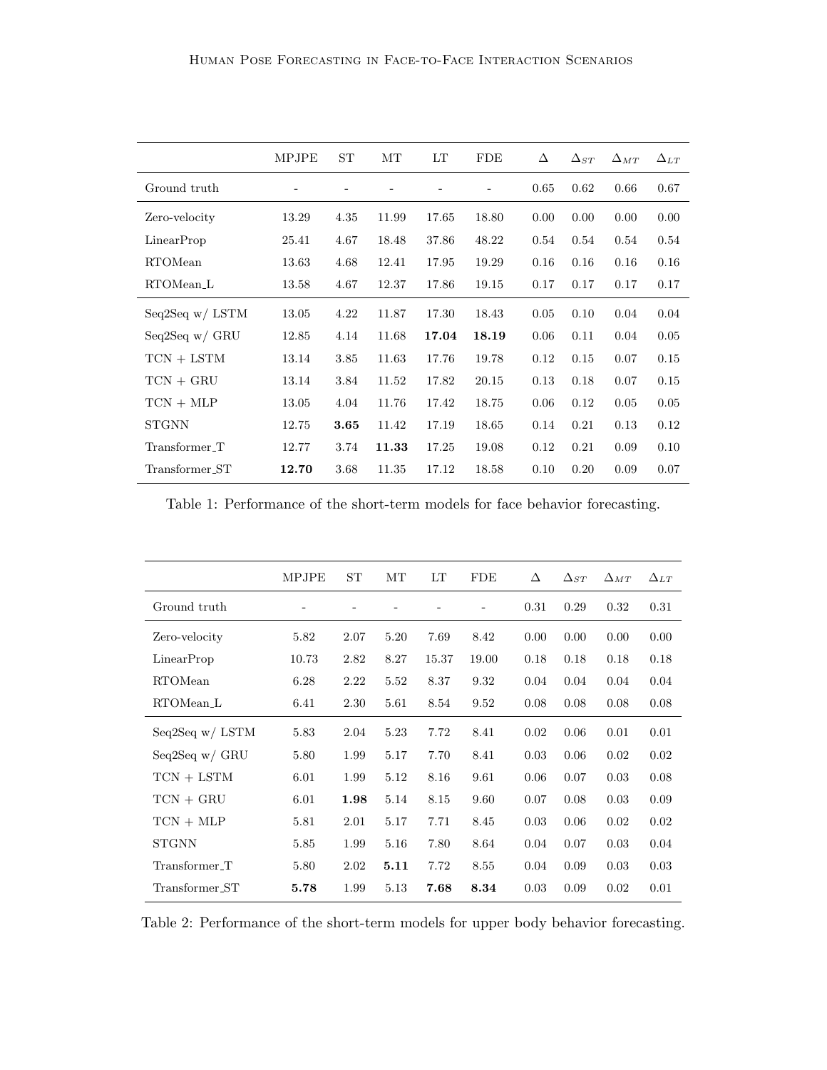|  | MPJPE | ST | MT | LT | FDE | $\Delta$ | $\Delta_{ST}$ | $\Delta_{MT}$ | $\Delta_{LT}$ |
|---|---|---|---|---|---|---|---|---|---|
| Ground truth | - | - | - | - | - | 0.65 | 0.62 | 0.66 | 0.67 |
| Zero-velocity | 13.29 | 4.35 | 11.99 | 17.65 | 18.80 | 0.00 | 0.00 | 0.00 | 0.00 |
| LinearProp | 25.41 | 4.67 | 18.48 | 37.86 | 48.22 | 0.54 | 0.54 | 0.54 | 0.54 |
| RTOMean | 13.63 | 4.68 | 12.41 | 17.95 | 19.29 | 0.16 | 0.16 | 0.16 | 0.16 |
| RTOMean_L | 13.58 | 4.67 | 12.37 | 17.86 | 19.15 | 0.17 | 0.17 | 0.17 | 0.17 |
| Seq2Seq w/ LSTM | 13.05 | 4.22 | 11.87 | 17.30 | 18.43 | 0.05 | 0.10 | 0.04 | 0.04 |
| Seq2Seq w/ GRU | 12.85 | 4.14 | 11.68 | **17.04** | **18.19** | 0.06 | 0.11 | 0.04 | 0.05 |
| TCN + LSTM | 13.14 | 3.85 | 11.63 | 17.76 | 19.78 | 0.12 | 0.15 | 0.07 | 0.15 |
| TCN + GRU | 13.14 | 3.84 | 11.52 | 17.82 | 20.15 | 0.13 | 0.18 | 0.07 | 0.15 |
| TCN + MLP | 13.05 | 4.04 | 11.76 | 17.42 | 18.75 | 0.06 | 0.12 | 0.05 | 0.05 |
| STGNN | 12.75 | **3.65** | 11.42 | 17.19 | 18.65 | 0.14 | 0.21 | 0.13 | 0.12 |
| Transformer_T | 12.77 | 3.74 | **11.33** | 17.25 | 19.08 | 0.12 | 0.21 | 0.09 | 0.10 |
| Transformer_ST | **12.70** | 3.68 | 11.35 | 17.12 | 18.58 | 0.10 | 0.20 | 0.09 | 0.07 |

Table 1: Performance of the short-term models for face behavior forecasting.

|  | MPJPE | ST | MT | LT | FDE | $\Delta$ | $\Delta_{ST}$ | $\Delta_{MT}$ | $\Delta_{LT}$ |
|---|---|---|---|---|---|---|---|---|---|
| Ground truth | - | - | - | - | - | 0.31 | 0.29 | 0.32 | 0.31 |
| Zero-velocity | 5.82 | 2.07 | 5.20 | 7.69 | 8.42 | 0.00 | 0.00 | 0.00 | 0.00 |
| LinearProp | 10.73 | 2.82 | 8.27 | 15.37 | 19.00 | 0.18 | 0.18 | 0.18 | 0.18 |
| RTOMean | 6.28 | 2.22 | 5.52 | 8.37 | 9.32 | 0.04 | 0.04 | 0.04 | 0.04 |
| RTOMean_L | 6.41 | 2.30 | 5.61 | 8.54 | 9.52 | 0.08 | 0.08 | 0.08 | 0.08 |
| Seq2Seq w/ LSTM | 5.83 | 2.04 | 5.23 | 7.72 | 8.41 | 0.02 | 0.06 | 0.01 | 0.01 |
| Seq2Seq w/ GRU | 5.80 | 1.99 | 5.17 | 7.70 | 8.41 | 0.03 | 0.06 | 0.02 | 0.02 |
| TCN + LSTM | 6.01 | 1.99 | 5.12 | 8.16 | 9.61 | 0.06 | 0.07 | 0.03 | 0.08 |
| TCN + GRU | 6.01 | **1.98** | 5.14 | 8.15 | 9.60 | 0.07 | 0.08 | 0.03 | 0.09 |
| TCN + MLP | 5.81 | 2.01 | 5.17 | 7.71 | 8.45 | 0.03 | 0.06 | 0.02 | 0.02 |
| STGNN | 5.85 | 1.99 | 5.16 | 7.80 | 8.64 | 0.04 | 0.07 | 0.03 | 0.04 |
| Transformer_T | 5.80 | 2.02 | **5.11** | 7.72 | 8.55 | 0.04 | 0.09 | 0.03 | 0.03 |
| Transformer_ST | **5.78** | 1.99 | 5.13 | **7.68** | **8.34** | 0.03 | 0.09 | 0.02 | 0.01 |

Table 2: Performance of the short-term models for upper body behavior forecasting.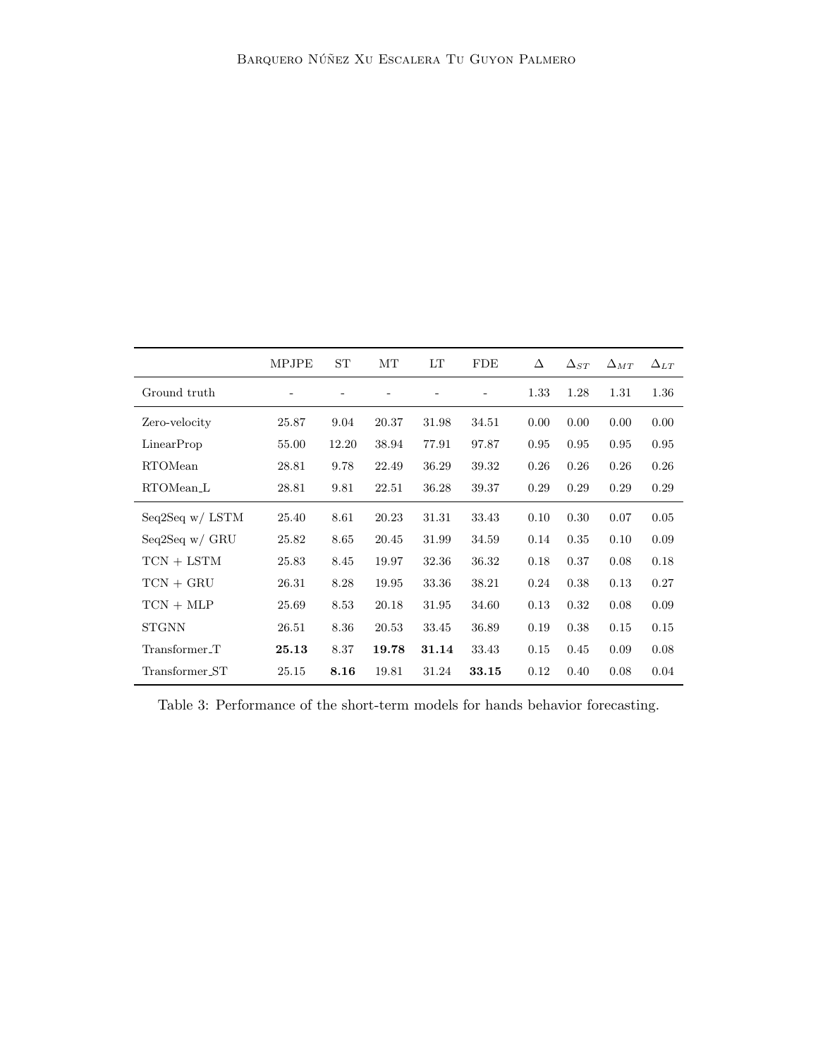| | MPJPE | ST | MT | LT | FDE | $\Delta$ | $\Delta_{ST}$ | $\Delta_{MT}$ | $\Delta_{LT}$ |
|---|---|---|---|---|---|---|---|---|---|
| Ground truth | - | - | - | - | - | 1.33 | 1.28 | 1.31 | 1.36 |
| Zero-velocity | 25.87 | 9.04 | 20.37 | 31.98 | 34.51 | 0.00 | 0.00 | 0.00 | 0.00 |
| LinearProp | 55.00 | 12.20 | 38.94 | 77.91 | 97.87 | 0.95 | 0.95 | 0.95 | 0.95 |
| RTOMean | 28.81 | 9.78 | 22.49 | 36.29 | 39.32 | 0.26 | 0.26 | 0.26 | 0.26 |
| RTOMean_L | 28.81 | 9.81 | 22.51 | 36.28 | 39.37 | 0.29 | 0.29 | 0.29 | 0.29 |
| Seq2Seq w/ LSTM | 25.40 | 8.61 | 20.23 | 31.31 | 33.43 | 0.10 | 0.30 | 0.07 | 0.05 |
| Seq2Seq w/ GRU | 25.82 | 8.65 | 20.45 | 31.99 | 34.59 | 0.14 | 0.35 | 0.10 | 0.09 |
| TCN + LSTM | 25.83 | 8.45 | 19.97 | 32.36 | 36.32 | 0.18 | 0.37 | 0.08 | 0.18 |
| TCN + GRU | 26.31 | 8.28 | 19.95 | 33.36 | 38.21 | 0.24 | 0.38 | 0.13 | 0.27 |
| TCN + MLP | 25.69 | 8.53 | 20.18 | 31.95 | 34.60 | 0.13 | 0.32 | 0.08 | 0.09 |
| STGNN | 26.51 | 8.36 | 20.53 | 33.45 | 36.89 | 0.19 | 0.38 | 0.15 | 0.15 |
| Transformer_T | **25.13** | 8.37 | **19.78** | **31.14** | 33.43 | 0.15 | 0.45 | 0.09 | 0.08 |
| Transformer_ST | 25.15 | **8.16** | 19.81 | 31.24 | **33.15** | 0.12 | 0.40 | 0.08 | 0.04 |

Table 3: Performance of the short-term models for hands behavior forecasting.